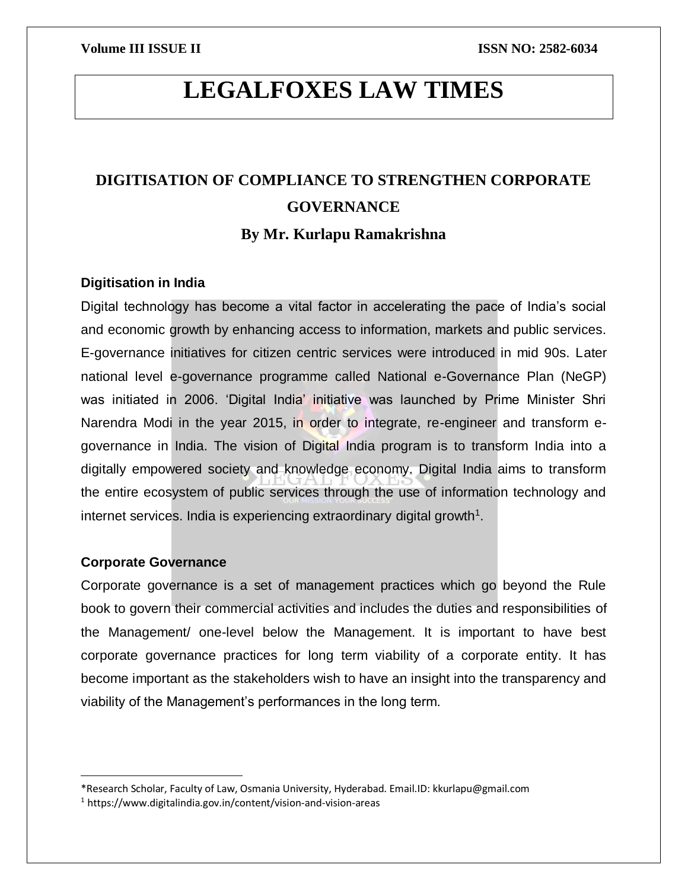# LEGALFOXES LAW TIMES

## DIGITISATION OF COMPLIANCE TO STRENGTHEN CORPORATE GOVERNANCE

### By Mr. Kurlapu Ramakrishna

### Digitisation in India

Digital technology has become a vital factor in accelerating the pace of India's social and economic growth by enhancing access to information, markets and public services. E-governance initiatives for citizen centric services were introduced in mid 90s. Later national level e-governance programme called National e-Governance Plan (NeGP) was initiated in 2006. 'Digital India' initiative was launched by Prime Minister Shri Narendra Modi in the year 2015, in order to integrate, re-engineer and transform e-governance in India. The vision of Digital India program is to transform India into a digitally empowered society and knowledge economy. Digital India aims to transform the entire ecosystem of public services through the use of information technology and internet services. India is experiencing extraordinary digital growth[1].

### Corporate Governance

Corporate governance is a set of management practices which go beyond the Rule book to govern their commercial activities and includes the duties and responsibilities of the Management/ one-level below the Management. It is important to have best corporate governance practices for long term viability of a corporate entity. It has become important as the stakeholders wish to have an insight into the transparency and viability of the Management's performances in the long term.

---

*Research Scholar, Faculty of Law, Osmania University, Hyderabad. Email.ID: kkurlapu@gmail.com

[1] https://www.digitalindia.gov.in/content/vision-and-vision-areas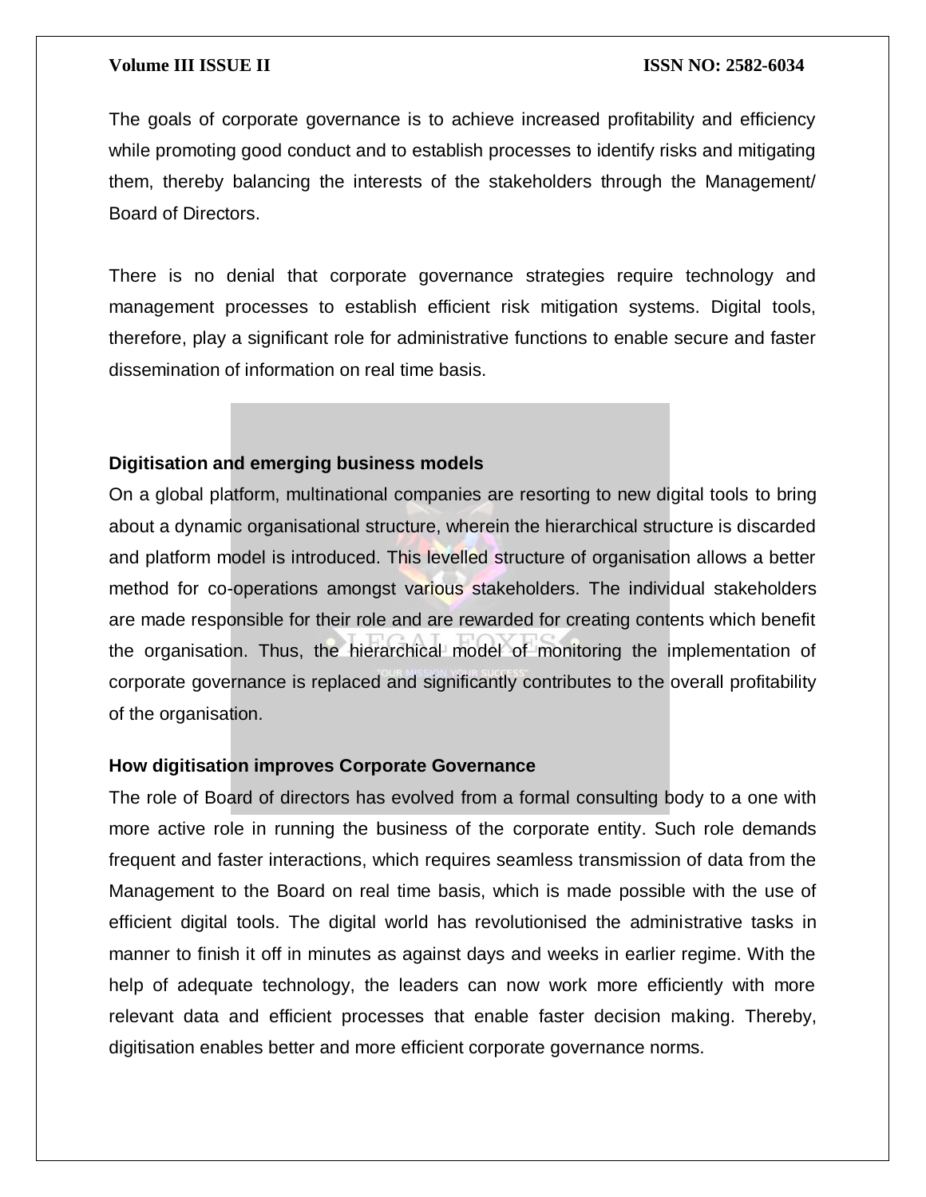The goals of corporate governance is to achieve increased profitability and efficiency while promoting good conduct and to establish processes to identify risks and mitigating them, thereby balancing the interests of the stakeholders through the Management/ Board of Directors.

There is no denial that corporate governance strategies require technology and management processes to establish efficient risk mitigation systems. Digital tools, therefore, play a significant role for administrative functions to enable secure and faster dissemination of information on real time basis.

**Digitisation and emerging business models**

On a global platform, multinational companies are resorting to new digital tools to bring about a dynamic organisational structure, wherein the hierarchical structure is discarded and platform model is introduced. This levelled structure of organisation allows a better method for co-operations amongst various stakeholders. The individual stakeholders are made responsible for their role and are rewarded for creating contents which benefit the organisation. Thus, the hierarchical model of monitoring the implementation of corporate governance is replaced and significantly contributes to the overall profitability of the organisation.

**How digitisation improves Corporate Governance**

The role of Board of directors has evolved from a formal consulting body to a one with more active role in running the business of the corporate entity. Such role demands frequent and faster interactions, which requires seamless transmission of data from the Management to the Board on real time basis, which is made possible with the use of efficient digital tools. The digital world has revolutionised the administrative tasks in manner to finish it off in minutes as against days and weeks in earlier regime. With the help of adequate technology, the leaders can now work more efficiently with more relevant data and efficient processes that enable faster decision making. Thereby, digitisation enables better and more efficient corporate governance norms.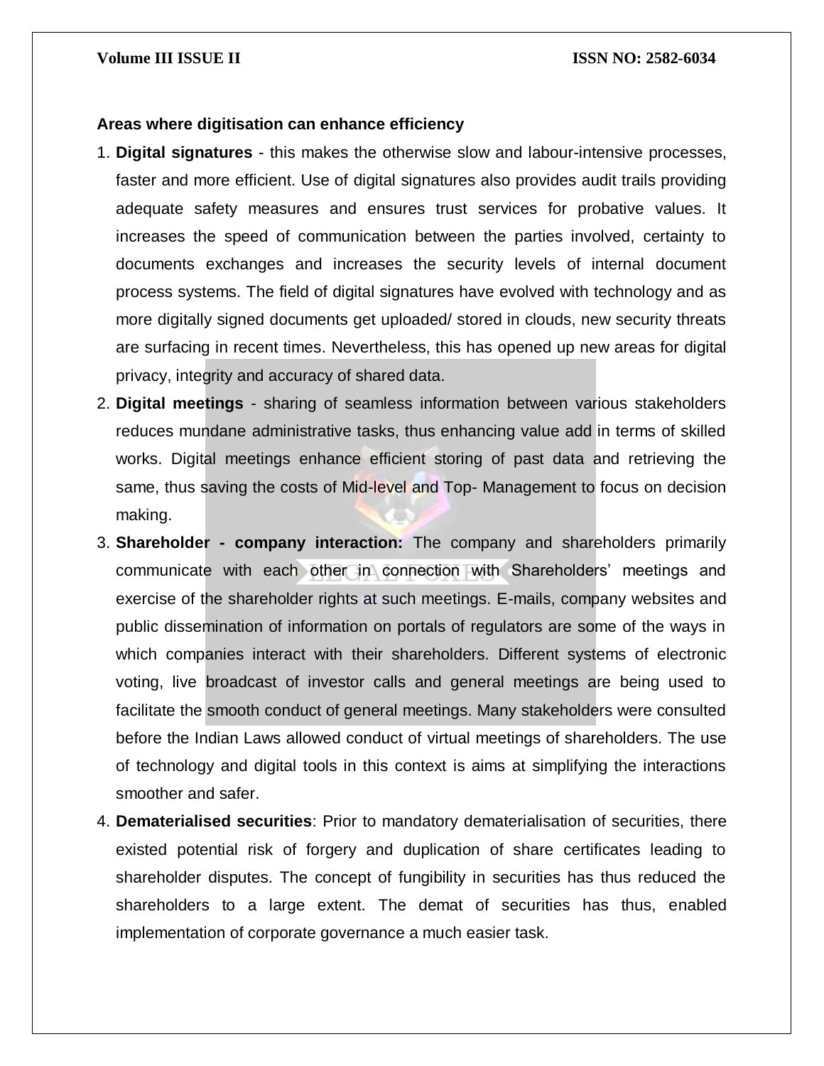**Areas where digitisation can enhance efficiency**

1. **Digital signatures** - this makes the otherwise slow and labour-intensive processes, faster and more efficient. Use of digital signatures also provides audit trails providing adequate safety measures and ensures trust services for probative values. It increases the speed of communication between the parties involved, certainty to documents exchanges and increases the security levels of internal document process systems. The field of digital signatures have evolved with technology and as more digitally signed documents get uploaded/ stored in clouds, new security threats are surfacing in recent times. Nevertheless, this has opened up new areas for digital privacy, integrity and accuracy of shared data.
2. **Digital meetings** - sharing of seamless information between various stakeholders reduces mundane administrative tasks, thus enhancing value add in terms of skilled works. Digital meetings enhance efficient storing of past data and retrieving the same, thus saving the costs of Mid-level and Top- Management to focus on decision making.
3. **Shareholder - company interaction:** The company and shareholders primarily communicate with each other in connection with Shareholders' meetings and exercise of the shareholder rights at such meetings. E-mails, company websites and public dissemination of information on portals of regulators are some of the ways in which companies interact with their shareholders. Different systems of electronic voting, live broadcast of investor calls and general meetings are being used to facilitate the smooth conduct of general meetings. Many stakeholders were consulted before the Indian Laws allowed conduct of virtual meetings of shareholders. The use of technology and digital tools in this context is aims at simplifying the interactions smoother and safer.
4. **Dematerialised securities**: Prior to mandatory dematerialisation of securities, there existed potential risk of forgery and duplication of share certificates leading to shareholder disputes. The concept of fungibility in securities has thus reduced the shareholders to a large extent. The demat of securities has thus, enabled implementation of corporate governance a much easier task.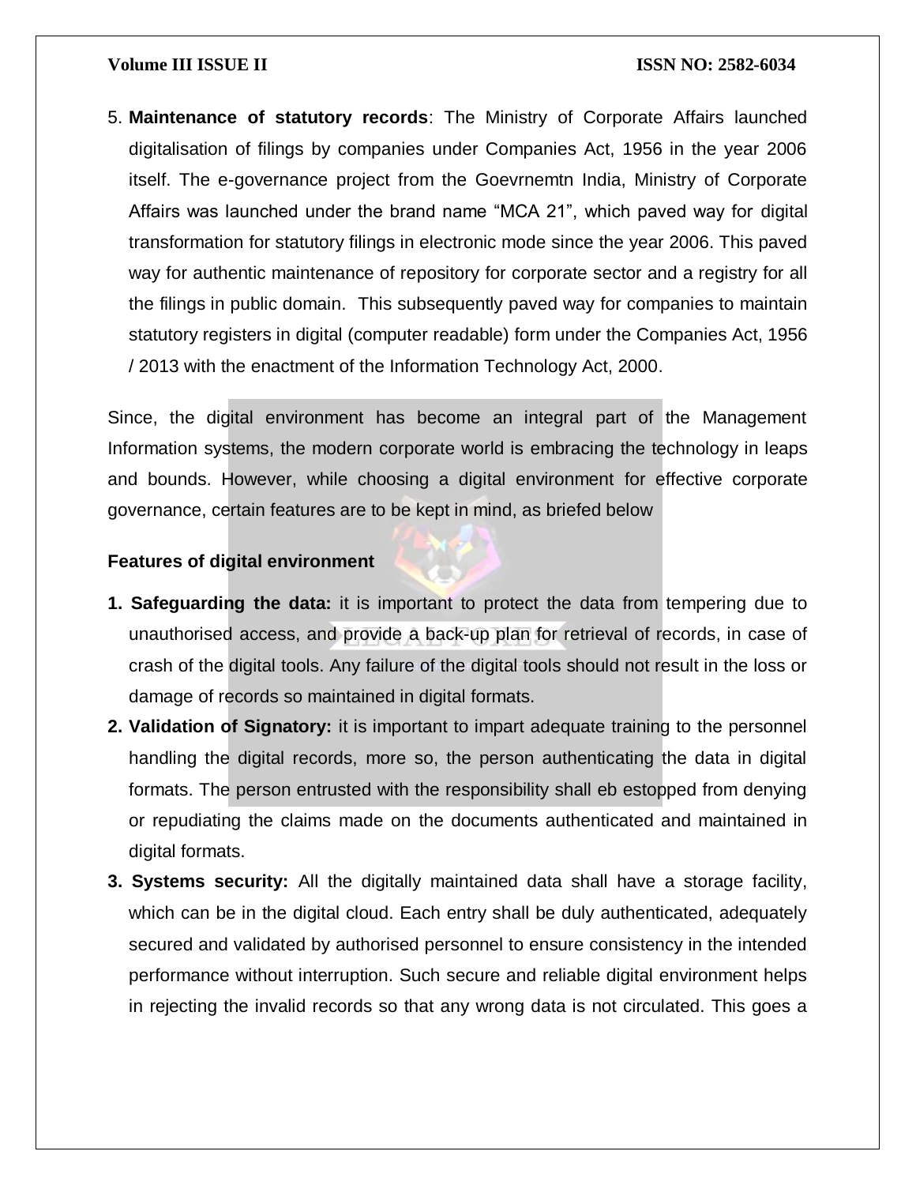5. **Maintenance of statutory records**: The Ministry of Corporate Affairs launched digitalisation of filings by companies under Companies Act, 1956 in the year 2006 itself. The e-governance project from the Goevrnemtn India, Ministry of Corporate Affairs was launched under the brand name "MCA 21", which paved way for digital transformation for statutory filings in electronic mode since the year 2006. This paved way for authentic maintenance of repository for corporate sector and a registry for all the filings in public domain. This subsequently paved way for companies to maintain statutory registers in digital (computer readable) form under the Companies Act, 1956 / 2013 with the enactment of the Information Technology Act, 2000.

Since, the digital environment has become an integral part of the Management Information systems, the modern corporate world is embracing the technology in leaps and bounds. However, while choosing a digital environment for effective corporate governance, certain features are to be kept in mind, as briefed below

**Features of digital environment**

1. **Safeguarding the data:** it is important to protect the data from tempering due to unauthorised access, and provide a back-up plan for retrieval of records, in case of crash of the digital tools. Any failure of the digital tools should not result in the loss or damage of records so maintained in digital formats.
2. **Validation of Signatory:** it is important to impart adequate training to the personnel handling the digital records, more so, the person authenticating the data in digital formats. The person entrusted with the responsibility shall eb estopped from denying or repudiating the claims made on the documents authenticated and maintained in digital formats.
3. **Systems security:** All the digitally maintained data shall have a storage facility, which can be in the digital cloud. Each entry shall be duly authenticated, adequately secured and validated by authorised personnel to ensure consistency in the intended performance without interruption. Such secure and reliable digital environment helps in rejecting the invalid records so that any wrong data is not circulated. This goes a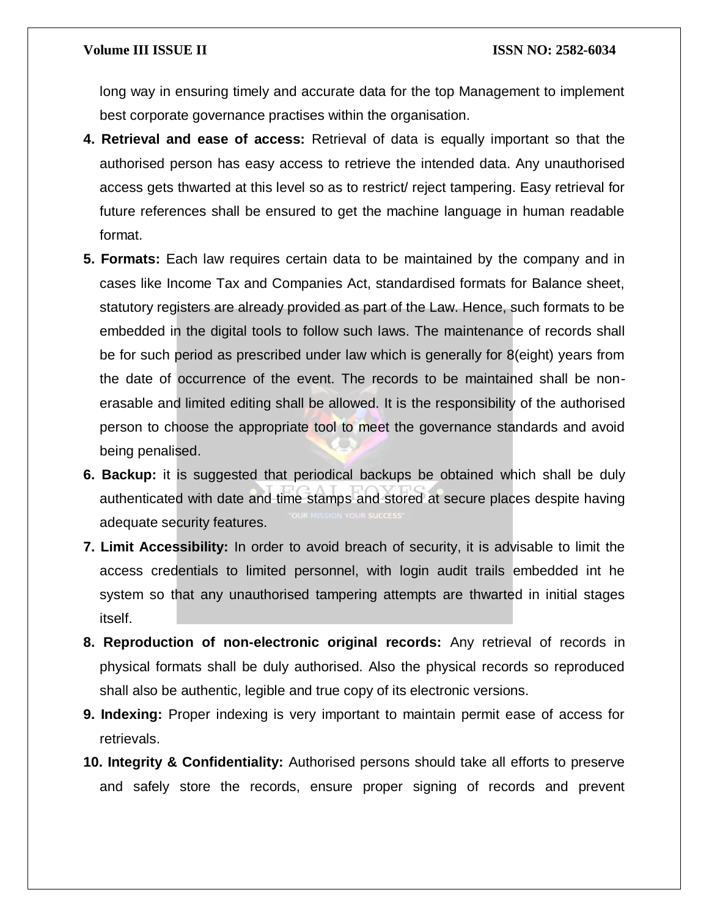long way in ensuring timely and accurate data for the top Management to implement best corporate governance practises within the organisation.

4. **Retrieval and ease of access:** Retrieval of data is equally important so that the authorised person has easy access to retrieve the intended data. Any unauthorised access gets thwarted at this level so as to restrict/ reject tampering. Easy retrieval for future references shall be ensured to get the machine language in human readable format.
5. **Formats:** Each law requires certain data to be maintained by the company and in cases like Income Tax and Companies Act, standardised formats for Balance sheet, statutory registers are already provided as part of the Law. Hence, such formats to be embedded in the digital tools to follow such laws. The maintenance of records shall be for such period as prescribed under law which is generally for 8(eight) years from the date of occurrence of the event. The records to be maintained shall be non-erasable and limited editing shall be allowed. It is the responsibility of the authorised person to choose the appropriate tool to meet the governance standards and avoid being penalised.
6. **Backup:** it is suggested that periodical backups be obtained which shall be duly authenticated with date and time stamps and stored at secure places despite having adequate security features.
7. **Limit Accessibility:** In order to avoid breach of security, it is advisable to limit the access credentials to limited personnel, with login audit trails embedded int he system so that any unauthorised tampering attempts are thwarted in initial stages itself.
8. **Reproduction of non-electronic original records:** Any retrieval of records in physical formats shall be duly authorised. Also the physical records so reproduced shall also be authentic, legible and true copy of its electronic versions.
9. **Indexing:** Proper indexing is very important to maintain permit ease of access for retrievals.
10. **Integrity & Confidentiality:** Authorised persons should take all efforts to preserve and safely store the records, ensure proper signing of records and prevent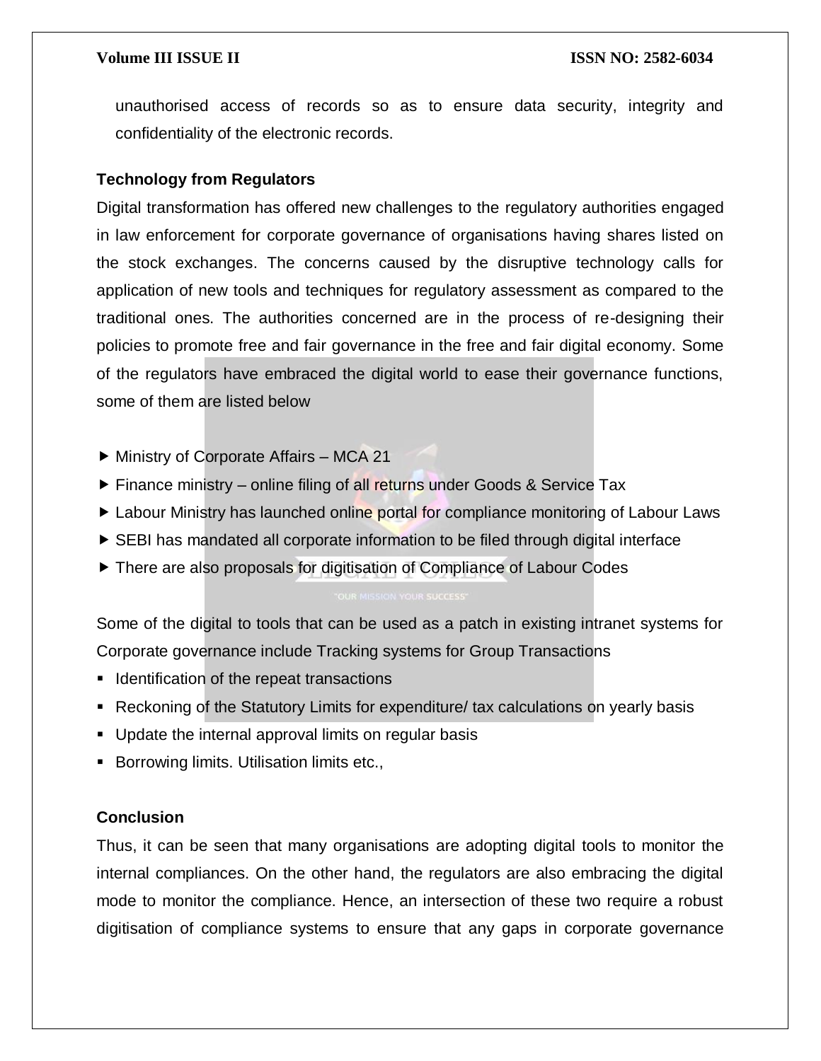unauthorised access of records so as to ensure data security, integrity and confidentiality of the electronic records.

### Technology from Regulators

Digital transformation has offered new challenges to the regulatory authorities engaged in law enforcement for corporate governance of organisations having shares listed on the stock exchanges. The concerns caused by the disruptive technology calls for application of new tools and techniques for regulatory assessment as compared to the traditional ones. The authorities concerned are in the process of re-designing their policies to promote free and fair governance in the free and fair digital economy. Some of the regulators have embraced the digital world to ease their governance functions, some of them are listed below

- Ministry of Corporate Affairs – MCA 21
- Finance ministry – online filing of all returns under Goods & Service Tax
- Labour Ministry has launched online portal for compliance monitoring of Labour Laws
- SEBI has mandated all corporate information to be filed through digital interface
- There are also proposals for digitisation of Compliance of Labour Codes

Some of the digital to tools that can be used as a patch in existing intranet systems for Corporate governance include Tracking systems for Group Transactions

- Identification of the repeat transactions
- Reckoning of the Statutory Limits for expenditure/ tax calculations on yearly basis
- Update the internal approval limits on regular basis
- Borrowing limits. Utilisation limits etc.,

### Conclusion

Thus, it can be seen that many organisations are adopting digital tools to monitor the internal compliances. On the other hand, the regulators are also embracing the digital mode to monitor the compliance. Hence, an intersection of these two require a robust digitisation of compliance systems to ensure that any gaps in corporate governance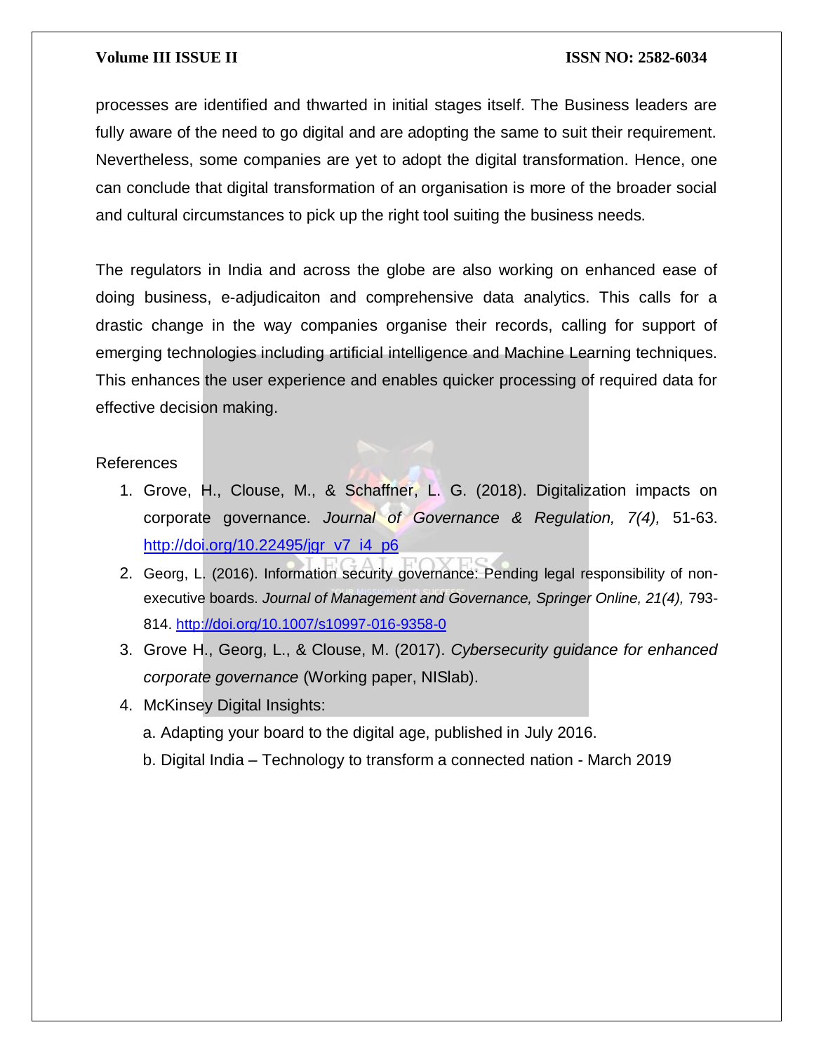processes are identified and thwarted in initial stages itself. The Business leaders are fully aware of the need to go digital and are adopting the same to suit their requirement. Nevertheless, some companies are yet to adopt the digital transformation. Hence, one can conclude that digital transformation of an organisation is more of the broader social and cultural circumstances to pick up the right tool suiting the business needs.

The regulators in India and across the globe are also working on enhanced ease of doing business, e-adjudicaiton and comprehensive data analytics. This calls for a drastic change in the way companies organise their records, calling for support of emerging technologies including artificial intelligence and Machine Learning techniques. This enhances the user experience and enables quicker processing of required data for effective decision making.

References

1. Grove, H., Clouse, M., & Schaffner, L. G. (2018). Digitalization impacts on corporate governance. *Journal of Governance & Regulation, 7(4),* 51-63. http://doi.org/10.22495/jgr_v7_i4_p6
2. Georg, L. (2016). Information security governance: Pending legal responsibility of non-executive boards. *Journal of Management and Governance, Springer Online, 21(4),* 793-814. http://doi.org/10.1007/s10997-016-9358-0
3. Grove H., Georg, L., & Clouse, M. (2017). *Cybersecurity guidance for enhanced corporate governance* (Working paper, NISlab).
4. McKinsey Digital Insights:
   a. Adapting your board to the digital age, published in July 2016.
   b. Digital India – Technology to transform a connected nation - March 2019